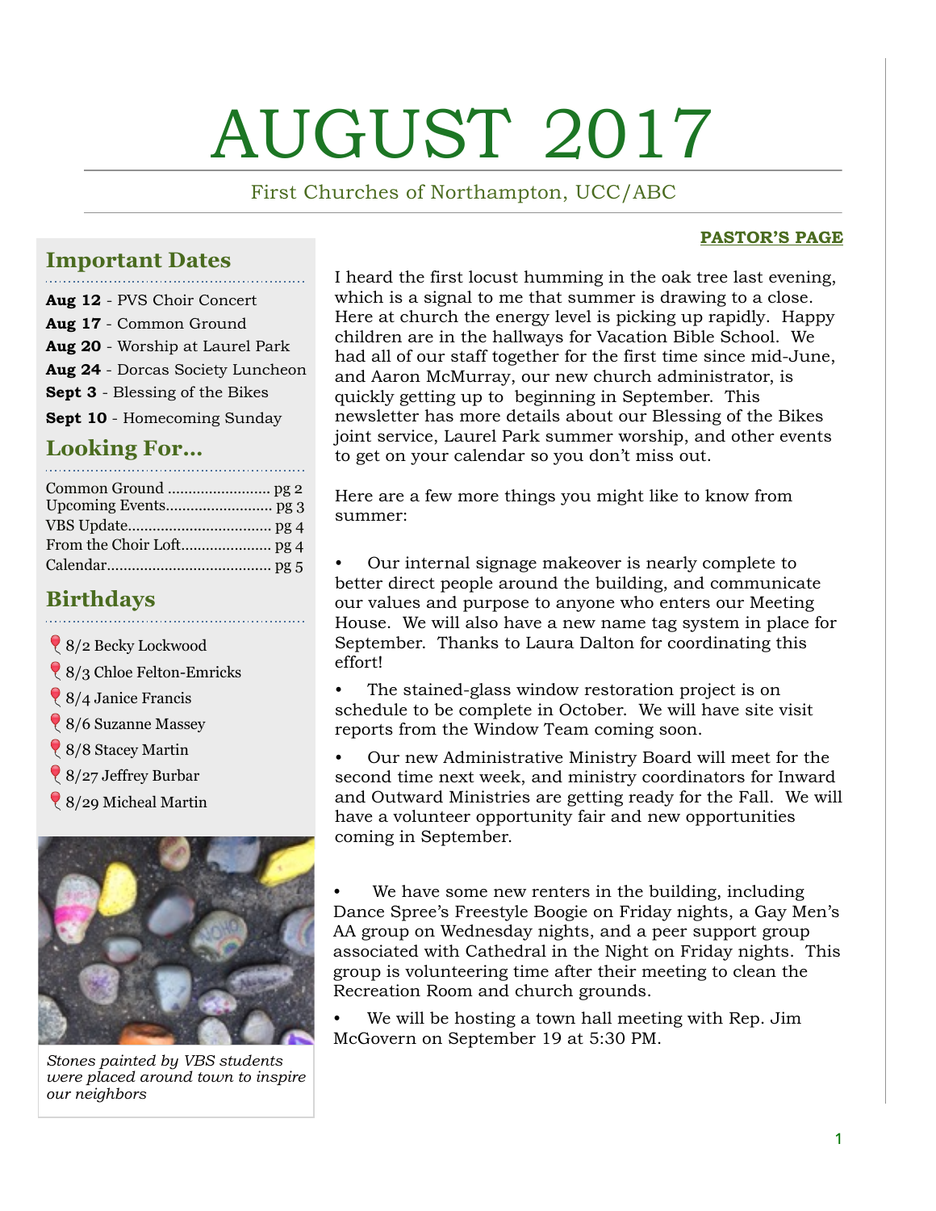# AUGUST 2017

First Churches of Northampton, UCC/ABC

## Important Dates

**Aug 12** - PVS Choir Concert
**Aug 17** - Common Ground
**Aug 20** - Worship at Laurel Park
**Aug 24** - Dorcas Society Luncheon
**Sept 3** - Blessing of the Bikes
**Sept 10** - Homecoming Sunday

## Looking For...

Common Ground ......................... pg 2
Upcoming Events.......................... pg 3
VBS Update.................................. pg 4
From the Choir Loft...................... pg 4
Calendar....................................... pg 5

## Birthdays

- 8/2 Becky Lockwood
- 8/3 Chloe Felton-Emricks
- 8/4 Janice Francis
- 8/6 Suzanne Massey
- 8/8 Stacey Martin
- 8/27 Jeffrey Burbar
- 8/29 Micheal Martin

*Stones painted by VBS students were placed around town to inspire our neighbors*

## PASTOR'S PAGE

I heard the first locust humming in the oak tree last evening, which is a signal to me that summer is drawing to a close. Here at church the energy level is picking up rapidly. Happy children are in the hallways for Vacation Bible School. We had all of our staff together for the first time since mid-June, and Aaron McMurray, our new church administrator, is quickly getting up to beginning in September. This newsletter has more details about our Blessing of the Bikes joint service, Laurel Park summer worship, and other events to get on your calendar so you don't miss out.

Here are a few more things you might like to know from summer:

- Our internal signage makeover is nearly complete to better direct people around the building, and communicate our values and purpose to anyone who enters our Meeting House. We will also have a new name tag system in place for September. Thanks to Laura Dalton for coordinating this effort!
- The stained-glass window restoration project is on schedule to be complete in October. We will have site visit reports from the Window Team coming soon.
- Our new Administrative Ministry Board will meet for the second time next week, and ministry coordinators for Inward and Outward Ministries are getting ready for the Fall. We will have a volunteer opportunity fair and new opportunities coming in September.
- We have some new renters in the building, including Dance Spree's Freestyle Boogie on Friday nights, a Gay Men's AA group on Wednesday nights, and a peer support group associated with Cathedral in the Night on Friday nights. This group is volunteering time after their meeting to clean the Recreation Room and church grounds.
- We will be hosting a town hall meeting with Rep. Jim McGovern on September 19 at 5:30 PM.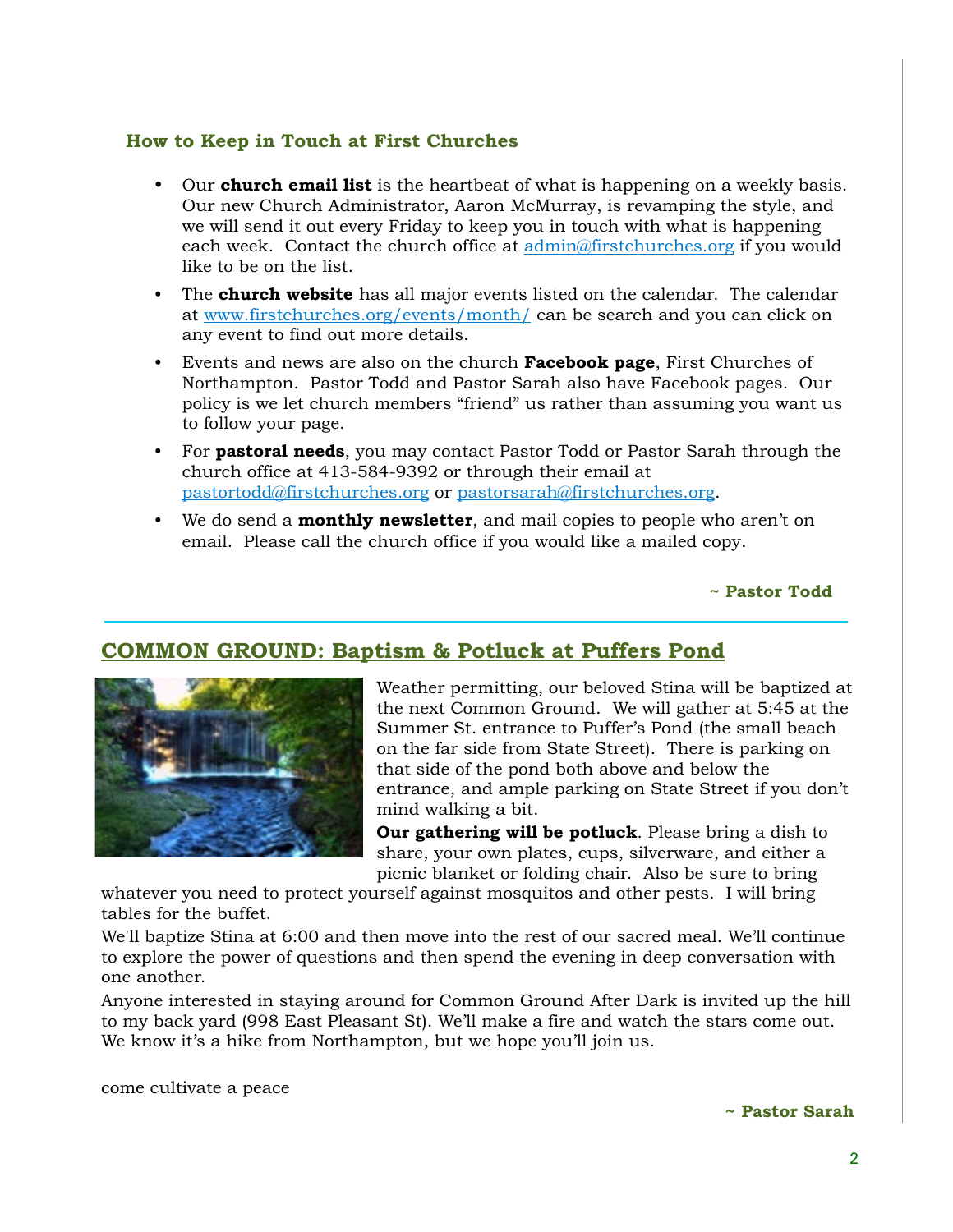### How to Keep in Touch at First Churches

- Our **church email list** is the heartbeat of what is happening on a weekly basis. Our new Church Administrator, Aaron McMurray, is revamping the style, and we will send it out every Friday to keep you in touch with what is happening each week. Contact the church office at admin@firstchurches.org if you would like to be on the list.
- The **church website** has all major events listed on the calendar. The calendar at www.firstchurches.org/events/month/ can be search and you can click on any event to find out more details.
- Events and news are also on the church **Facebook page**, First Churches of Northampton. Pastor Todd and Pastor Sarah also have Facebook pages. Our policy is we let church members "friend" us rather than assuming you want us to follow your page.
- For **pastoral needs**, you may contact Pastor Todd or Pastor Sarah through the church office at 413-584-9392 or through their email at pastortodd@firstchurches.org or pastorsarah@firstchurches.org.
- We do send a **monthly newsletter**, and mail copies to people who aren't on email. Please call the church office if you would like a mailed copy.

**~ Pastor Todd**

---

## COMMON GROUND: Baptism & Potluck at Puffers Pond

Weather permitting, our beloved Stina will be baptized at the next Common Ground. We will gather at 5:45 at the Summer St. entrance to Puffer's Pond (the small beach on the far side from State Street). There is parking on that side of the pond both above and below the entrance, and ample parking on State Street if you don't mind walking a bit.

**Our gathering will be potluck**. Please bring a dish to share, your own plates, cups, silverware, and either a picnic blanket or folding chair. Also be sure to bring whatever you need to protect yourself against mosquitos and other pests. I will bring tables for the buffet.

We'll baptize Stina at 6:00 and then move into the rest of our sacred meal. We'll continue to explore the power of questions and then spend the evening in deep conversation with one another.

Anyone interested in staying around for Common Ground After Dark is invited up the hill to my back yard (998 East Pleasant St). We'll make a fire and watch the stars come out. We know it's a hike from Northampton, but we hope you'll join us.

come cultivate a peace

**~ Pastor Sarah**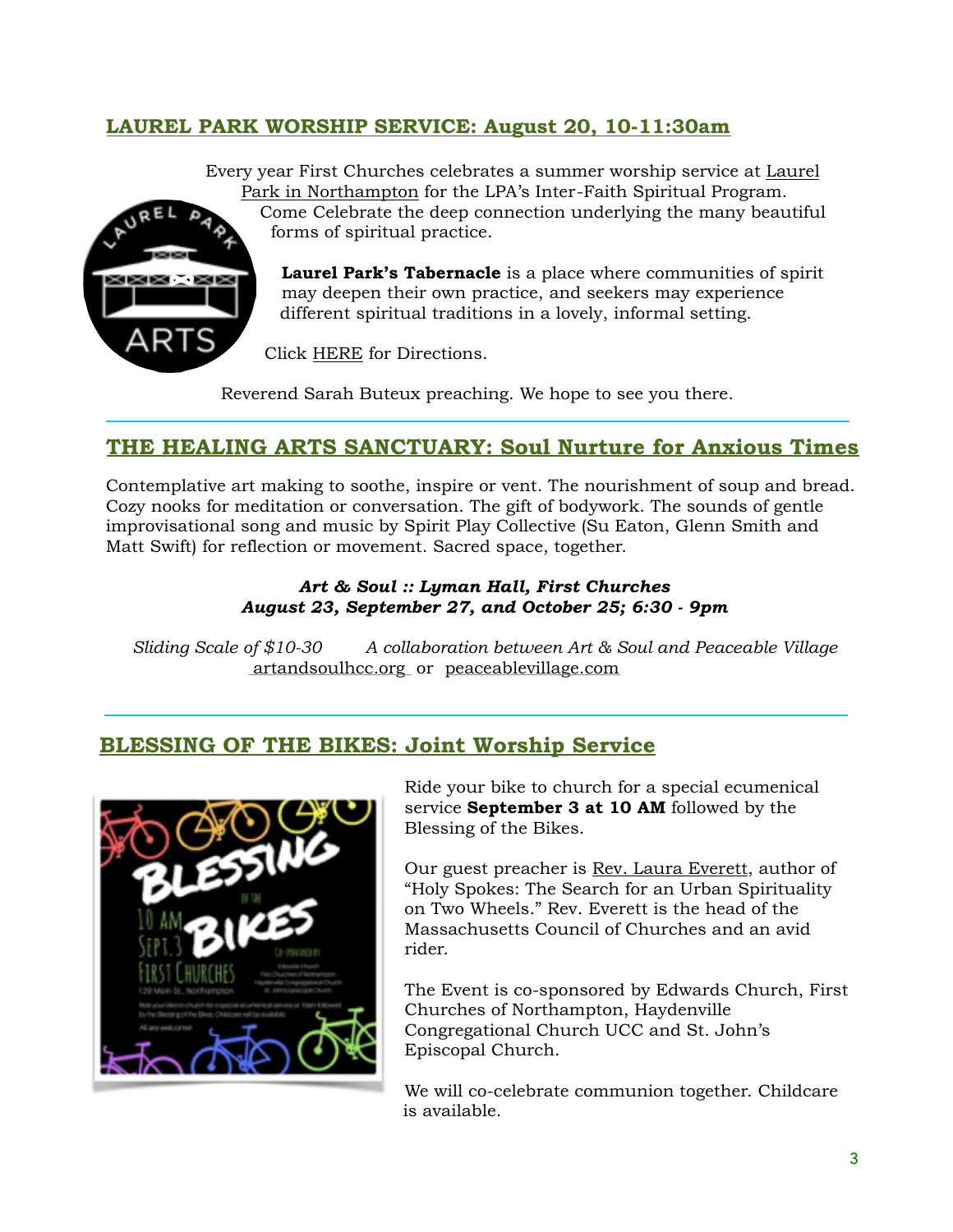## LAUREL PARK WORSHIP SERVICE: August 20, 10-11:30am

Every year First Churches celebrates a summer worship service at Laurel Park in Northampton for the LPA's Inter-Faith Spiritual Program. Come Celebrate the deep connection underlying the many beautiful forms of spiritual practice.

**Laurel Park's Tabernacle** is a place where communities of spirit may deepen their own practice, and seekers may experience different spiritual traditions in a lovely, informal setting.

Click HERE for Directions.

Reverend Sarah Buteux preaching. We hope to see you there.

---

## THE HEALING ARTS SANCTUARY: Soul Nurture for Anxious Times

Contemplative art making to soothe, inspire or vent. The nourishment of soup and bread. Cozy nooks for meditation or conversation. The gift of bodywork. The sounds of gentle improvisational song and music by Spirit Play Collective (Su Eaton, Glenn Smith and Matt Swift) for reflection or movement. Sacred space, together.

***Art & Soul :: Lyman Hall, First Churches***
***August 23, September 27, and October 25; 6:30 - 9pm***

*Sliding Scale of $10-30* *A collaboration between Art & Soul and Peaceable Village*
artandsoulhcc.org or peaceablevillage.com

---

## BLESSING OF THE BIKES: Joint Worship Service

Ride your bike to church for a special ecumenical service **September 3 at 10 AM** followed by the Blessing of the Bikes.

Our guest preacher is Rev. Laura Everett, author of "Holy Spokes: The Search for an Urban Spirituality on Two Wheels." Rev. Everett is the head of the Massachusetts Council of Churches and an avid rider.

The Event is co-sponsored by Edwards Church, First Churches of Northampton, Haydenville Congregational Church UCC and St. John's Episcopal Church.

We will co-celebrate communion together. Childcare is available.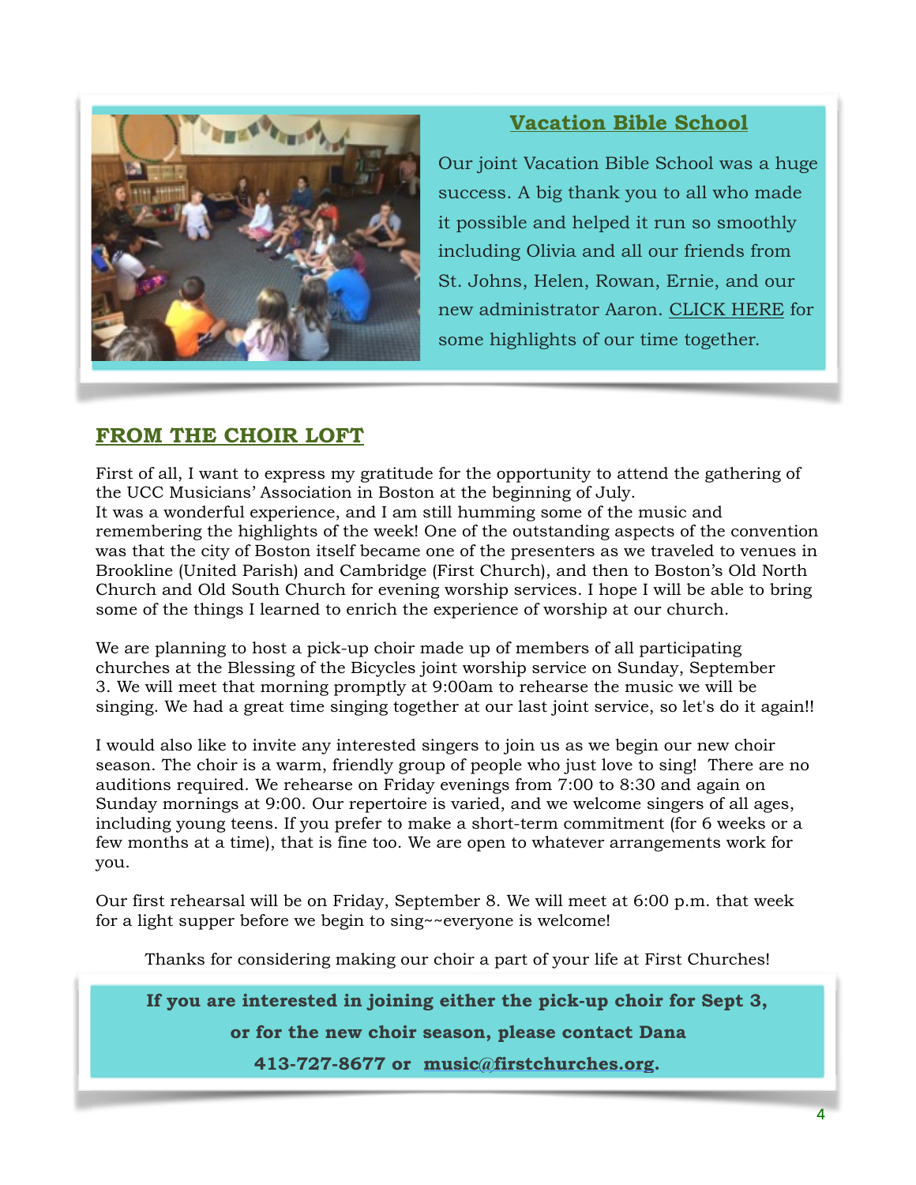## Vacation Bible School

Our joint Vacation Bible School was a huge success. A big thank you to all who made it possible and helped it run so smoothly including Olivia and all our friends from St. Johns, Helen, Rowan, Ernie, and our new administrator Aaron. CLICK HERE for some highlights of our time together.

## FROM THE CHOIR LOFT

First of all, I want to express my gratitude for the opportunity to attend the gathering of the UCC Musicians' Association in Boston at the beginning of July.
It was a wonderful experience, and I am still humming some of the music and remembering the highlights of the week! One of the outstanding aspects of the convention was that the city of Boston itself became one of the presenters as we traveled to venues in Brookline (United Parish) and Cambridge (First Church), and then to Boston's Old North Church and Old South Church for evening worship services. I hope I will be able to bring some of the things I learned to enrich the experience of worship at our church.

We are planning to host a pick-up choir made up of members of all participating churches at the Blessing of the Bicycles joint worship service on Sunday, September 3. We will meet that morning promptly at 9:00am to rehearse the music we will be singing. We had a great time singing together at our last joint service, so let's do it again!!

I would also like to invite any interested singers to join us as we begin our new choir season. The choir is a warm, friendly group of people who just love to sing! There are no auditions required. We rehearse on Friday evenings from 7:00 to 8:30 and again on Sunday mornings at 9:00. Our repertoire is varied, and we welcome singers of all ages, including young teens. If you prefer to make a short-term commitment (for 6 weeks or a few months at a time), that is fine too. We are open to whatever arrangements work for you.

Our first rehearsal will be on Friday, September 8. We will meet at 6:00 p.m. that week for a light supper before we begin to sing~~everyone is welcome!

Thanks for considering making our choir a part of your life at First Churches!

**If you are interested in joining either the pick-up choir for Sept 3, or for the new choir season, please contact Dana 413-727-8677 or music@firstchurches.org.**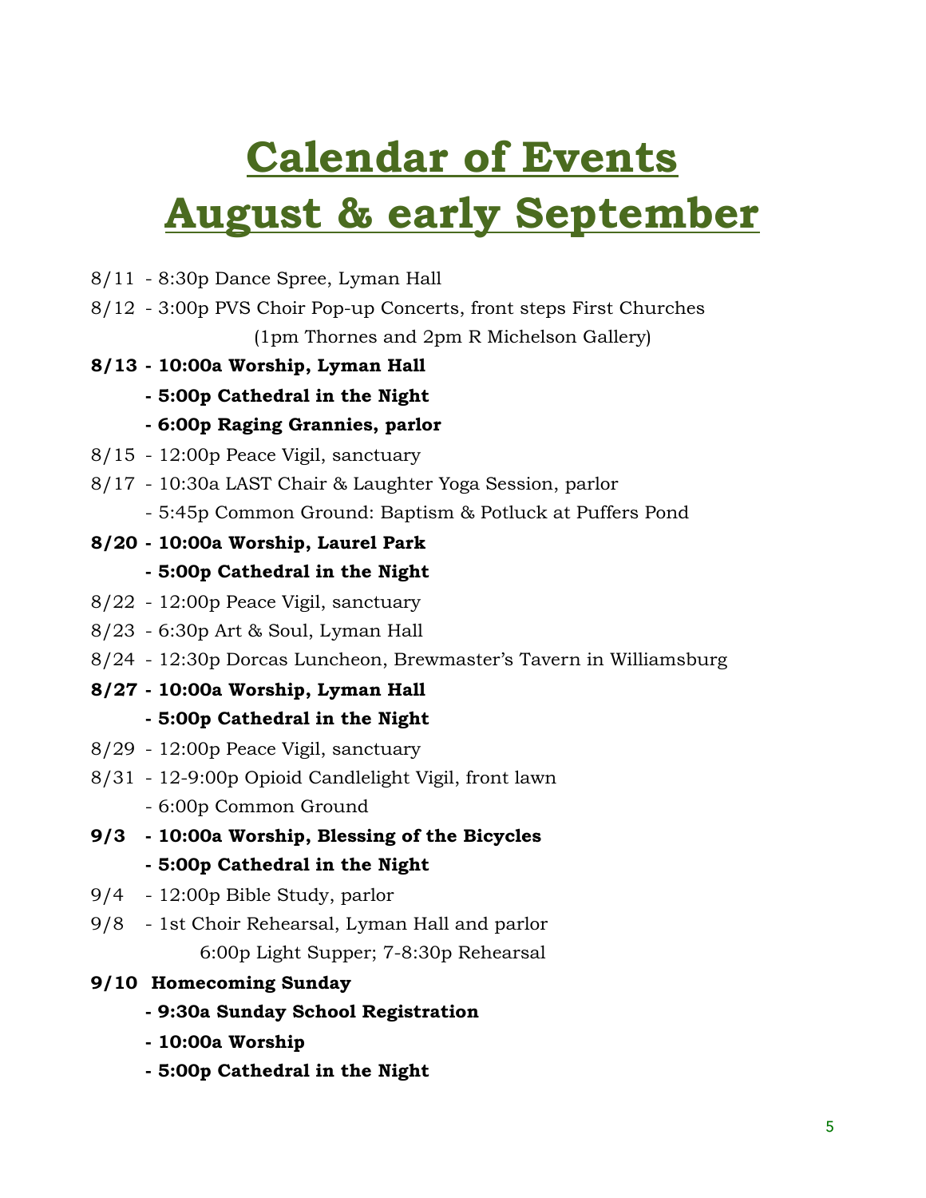# Calendar of Events August & early September

8/11 - 8:30p Dance Spree, Lyman Hall

8/12 - 3:00p PVS Choir Pop-up Concerts, front steps First Churches (1pm Thornes and 2pm R Michelson Gallery)

**8/13 - 10:00a Worship, Lyman Hall**

**- 5:00p Cathedral in the Night**

**- 6:00p Raging Grannies, parlor**

8/15 - 12:00p Peace Vigil, sanctuary

8/17 - 10:30a LAST Chair & Laughter Yoga Session, parlor

- 5:45p Common Ground: Baptism & Potluck at Puffers Pond

**8/20 - 10:00a Worship, Laurel Park**

**- 5:00p Cathedral in the Night**

8/22 - 12:00p Peace Vigil, sanctuary

8/23 - 6:30p Art & Soul, Lyman Hall

8/24 - 12:30p Dorcas Luncheon, Brewmaster's Tavern in Williamsburg

**8/27 - 10:00a Worship, Lyman Hall**

**- 5:00p Cathedral in the Night**

8/29 - 12:00p Peace Vigil, sanctuary

8/31 - 12-9:00p Opioid Candlelight Vigil, front lawn

- 6:00p Common Ground

**9/3 - 10:00a Worship, Blessing of the Bicycles**

**- 5:00p Cathedral in the Night**

9/4 - 12:00p Bible Study, parlor

9/8 - 1st Choir Rehearsal, Lyman Hall and parlor

6:00p Light Supper; 7-8:30p Rehearsal

**9/10 Homecoming Sunday**

**- 9:30a Sunday School Registration**

**- 10:00a Worship**

**- 5:00p Cathedral in the Night**